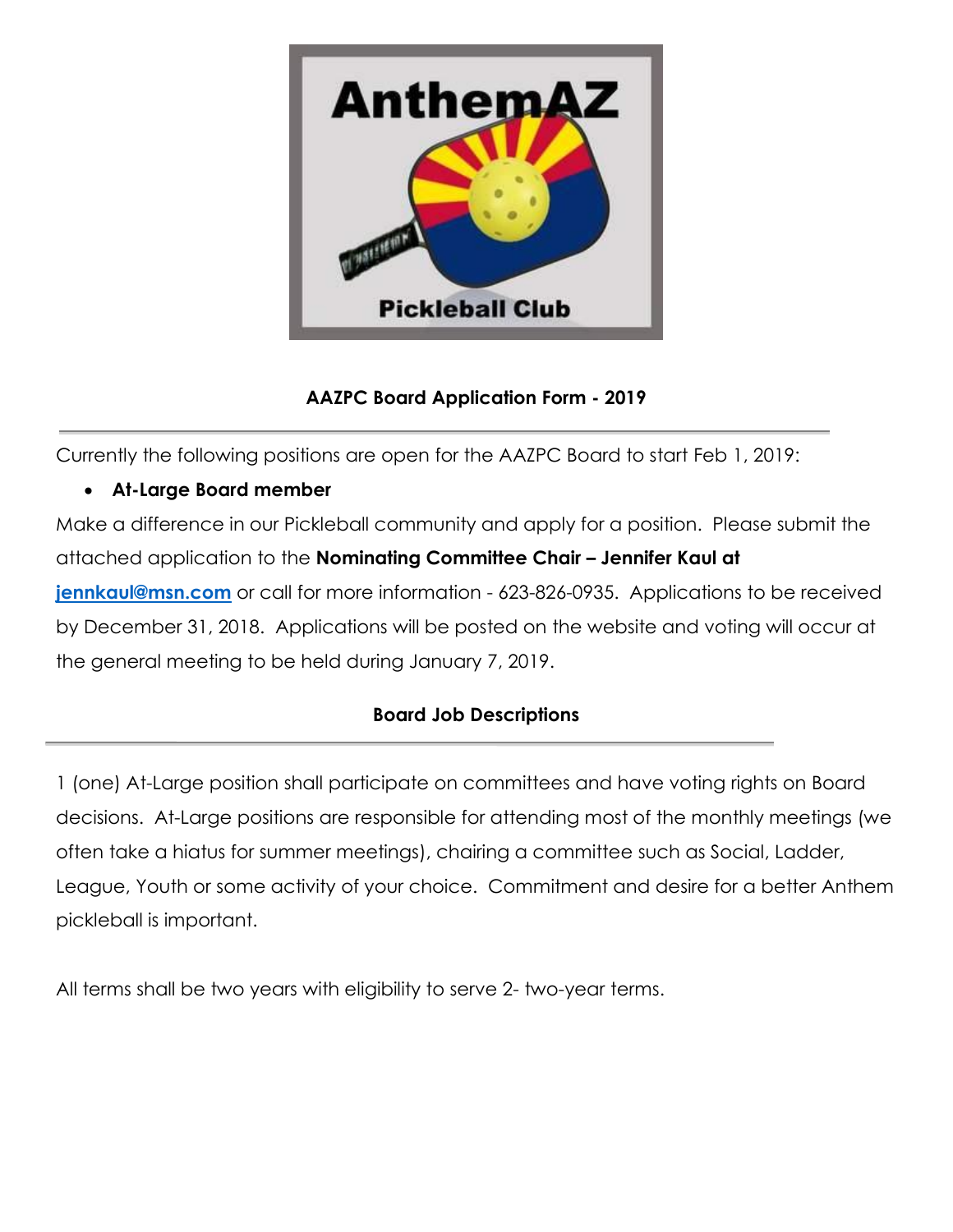AnthemAZ

Pickleball Club

## AAZPC Board Application Form - 2019

Currently the following positions are open for the AAZPC Board to start Feb 1, 2019:

- **At-Large Board member**

Make a difference in our Pickleball community and apply for a position. Please submit the attached application to the **Nominating Committee Chair – Jennifer Kaul at [jennkaul@msn.com](mailto:jennkaul@msn.com)** or call for more information - 623-826-0935. Applications to be received by December 31, 2018. Applications will be posted on the website and voting will occur at the general meeting to be held during January 7, 2019.

## Board Job Descriptions

1 (one) At-Large position shall participate on committees and have voting rights on Board decisions. At-Large positions are responsible for attending most of the monthly meetings (we often take a hiatus for summer meetings), chairing a committee such as Social, Ladder, League, Youth or some activity of your choice. Commitment and desire for a better Anthem pickleball is important.

All terms shall be two years with eligibility to serve 2- two-year terms.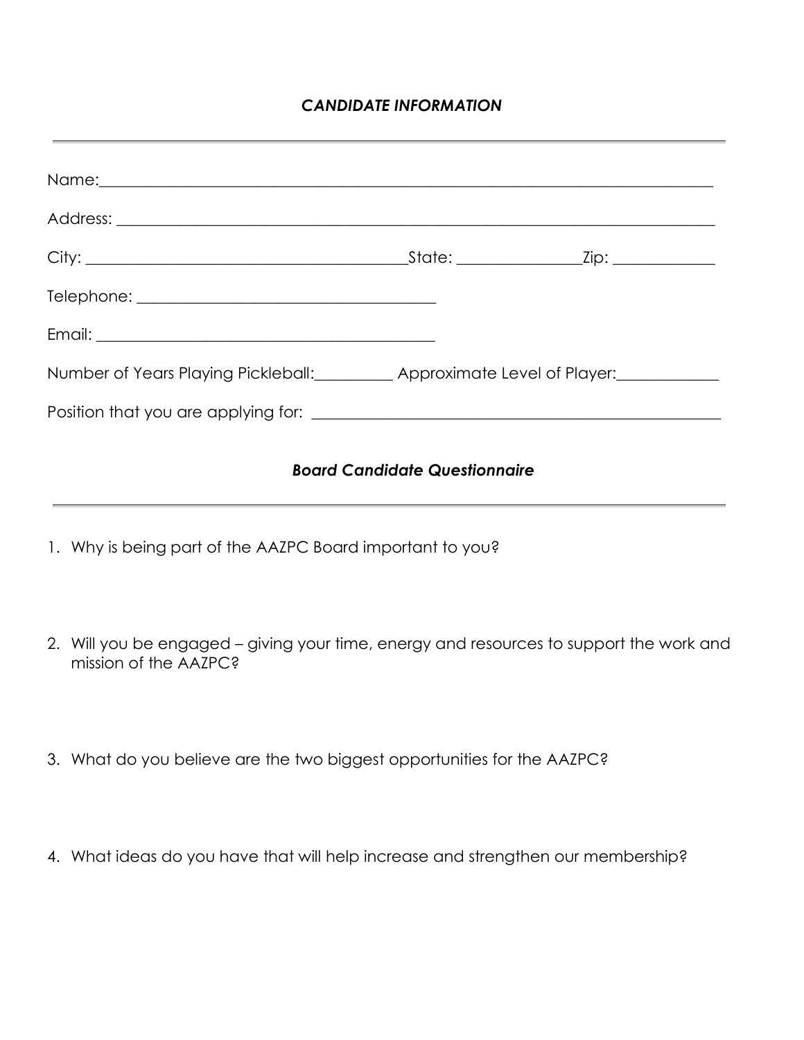## *CANDIDATE INFORMATION*

---

Name:\_\_\_\_\_\_\_\_\_\_\_\_\_\_\_\_\_\_\_\_\_\_\_\_\_\_\_\_\_\_\_\_\_\_\_\_\_\_\_\_\_\_\_\_\_\_\_\_\_\_\_\_\_\_\_\_\_\_\_\_\_\_\_\_\_\_\_\_\_\_\_\_\_\_

Address: \_\_\_\_\_\_\_\_\_\_\_\_\_\_\_\_\_\_\_\_\_\_\_\_\_\_\_\_\_\_\_\_\_\_\_\_\_\_\_\_\_\_\_\_\_\_\_\_\_\_\_\_\_\_\_\_\_\_\_\_\_\_\_\_\_\_\_\_\_\_\_\_

City: \_\_\_\_\_\_\_\_\_\_\_\_\_\_\_\_\_\_\_\_\_\_\_\_\_\_\_\_\_\_\_\_\_\_\_\_\_\_\_\_State: \_\_\_\_\_\_\_\_\_\_\_\_\_\_\_\_Zip: \_\_\_\_\_\_\_\_\_\_\_\_\_

Telephone: \_\_\_\_\_\_\_\_\_\_\_\_\_\_\_\_\_\_\_\_\_\_\_\_\_\_\_\_\_\_\_\_\_\_\_\_\_\_\_

Email: \_\_\_\_\_\_\_\_\_\_\_\_\_\_\_\_\_\_\_\_\_\_\_\_\_\_\_\_\_\_\_\_\_\_\_\_\_\_\_\_\_\_\_\_\_

Number of Years Playing Pickleball:\_\_\_\_\_\_\_\_\_\_ Approximate Level of Player:\_\_\_\_\_\_\_\_\_\_\_\_\_

Position that you are applying for: \_\_\_\_\_\_\_\_\_\_\_\_\_\_\_\_\_\_\_\_\_\_\_\_\_\_\_\_\_\_\_\_\_\_\_\_\_\_\_\_\_\_\_\_\_\_\_\_\_\_\_\_

## *Board Candidate Questionnaire*

---

1. Why is being part of the AAZPC Board important to you?

2. Will you be engaged – giving your time, energy and resources to support the work and mission of the AAZPC?

3. What do you believe are the two biggest opportunities for the AAZPC?

4. What ideas do you have that will help increase and strengthen our membership?